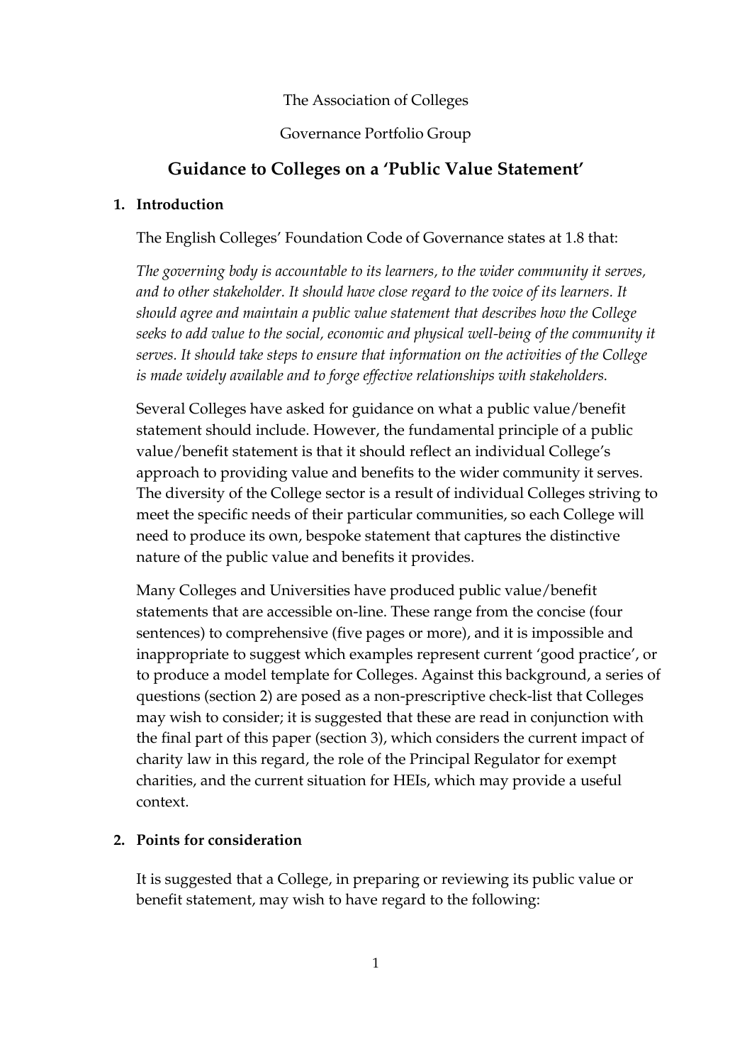The Association of Colleges

Governance Portfolio Group

# Guidance to Colleges on a 'Public Value Statement'

## 1. Introduction

The English Colleges' Foundation Code of Governance states at 1.8 that:

*The governing body is accountable to its learners, to the wider community it serves, and to other stakeholder. It should have close regard to the voice of its learners. It should agree and maintain a public value statement that describes how the College seeks to add value to the social, economic and physical well-being of the community it serves. It should take steps to ensure that information on the activities of the College is made widely available and to forge effective relationships with stakeholders.*

Several Colleges have asked for guidance on what a public value/benefit statement should include. However, the fundamental principle of a public value/benefit statement is that it should reflect an individual College's approach to providing value and benefits to the wider community it serves. The diversity of the College sector is a result of individual Colleges striving to meet the specific needs of their particular communities, so each College will need to produce its own, bespoke statement that captures the distinctive nature of the public value and benefits it provides.

Many Colleges and Universities have produced public value/benefit statements that are accessible on-line. These range from the concise (four sentences) to comprehensive (five pages or more), and it is impossible and inappropriate to suggest which examples represent current 'good practice', or to produce a model template for Colleges. Against this background, a series of questions (section 2) are posed as a non-prescriptive check-list that Colleges may wish to consider; it is suggested that these are read in conjunction with the final part of this paper (section 3), which considers the current impact of charity law in this regard, the role of the Principal Regulator for exempt charities, and the current situation for HEIs, which may provide a useful context.

## 2. Points for consideration

It is suggested that a College, in preparing or reviewing its public value or benefit statement, may wish to have regard to the following: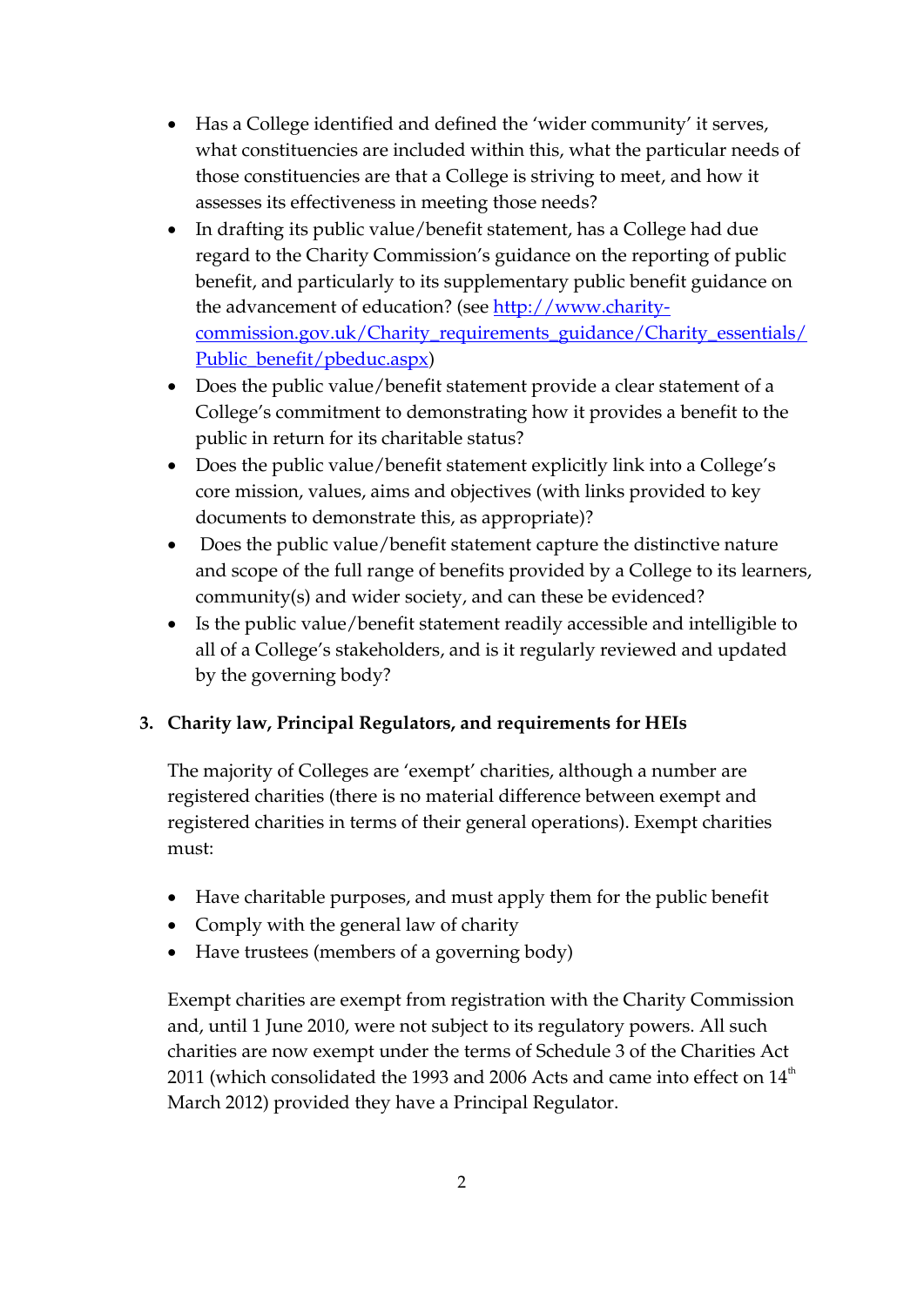- Has a College identified and defined the 'wider community' it serves, what constituencies are included within this, what the particular needs of those constituencies are that a College is striving to meet, and how it assesses its effectiveness in meeting those needs?
- In drafting its public value/benefit statement, has a College had due regard to the Charity Commission's guidance on the reporting of public benefit, and particularly to its supplementary public benefit guidance on the advancement of education? (see [http://www.charity-commission.gov.uk/Charity_requirements_guidance/Charity_essentials/Public_benefit/pbeduc.aspx](http://www.charity-commission.gov.uk/Charity_requirements_guidance/Charity_essentials/Public_benefit/pbeduc.aspx))
- Does the public value/benefit statement provide a clear statement of a College's commitment to demonstrating how it provides a benefit to the public in return for its charitable status?
- Does the public value/benefit statement explicitly link into a College's core mission, values, aims and objectives (with links provided to key documents to demonstrate this, as appropriate)?
- Does the public value/benefit statement capture the distinctive nature and scope of the full range of benefits provided by a College to its learners, community(s) and wider society, and can these be evidenced?
- Is the public value/benefit statement readily accessible and intelligible to all of a College's stakeholders, and is it regularly reviewed and updated by the governing body?

## 3. Charity law, Principal Regulators, and requirements for HEIs

The majority of Colleges are 'exempt' charities, although a number are registered charities (there is no material difference between exempt and registered charities in terms of their general operations). Exempt charities must:

- Have charitable purposes, and must apply them for the public benefit
- Comply with the general law of charity
- Have trustees (members of a governing body)

Exempt charities are exempt from registration with the Charity Commission and, until 1 June 2010, were not subject to its regulatory powers. All such charities are now exempt under the terms of Schedule 3 of the Charities Act 2011 (which consolidated the 1993 and 2006 Acts and came into effect on 14th March 2012) provided they have a Principal Regulator.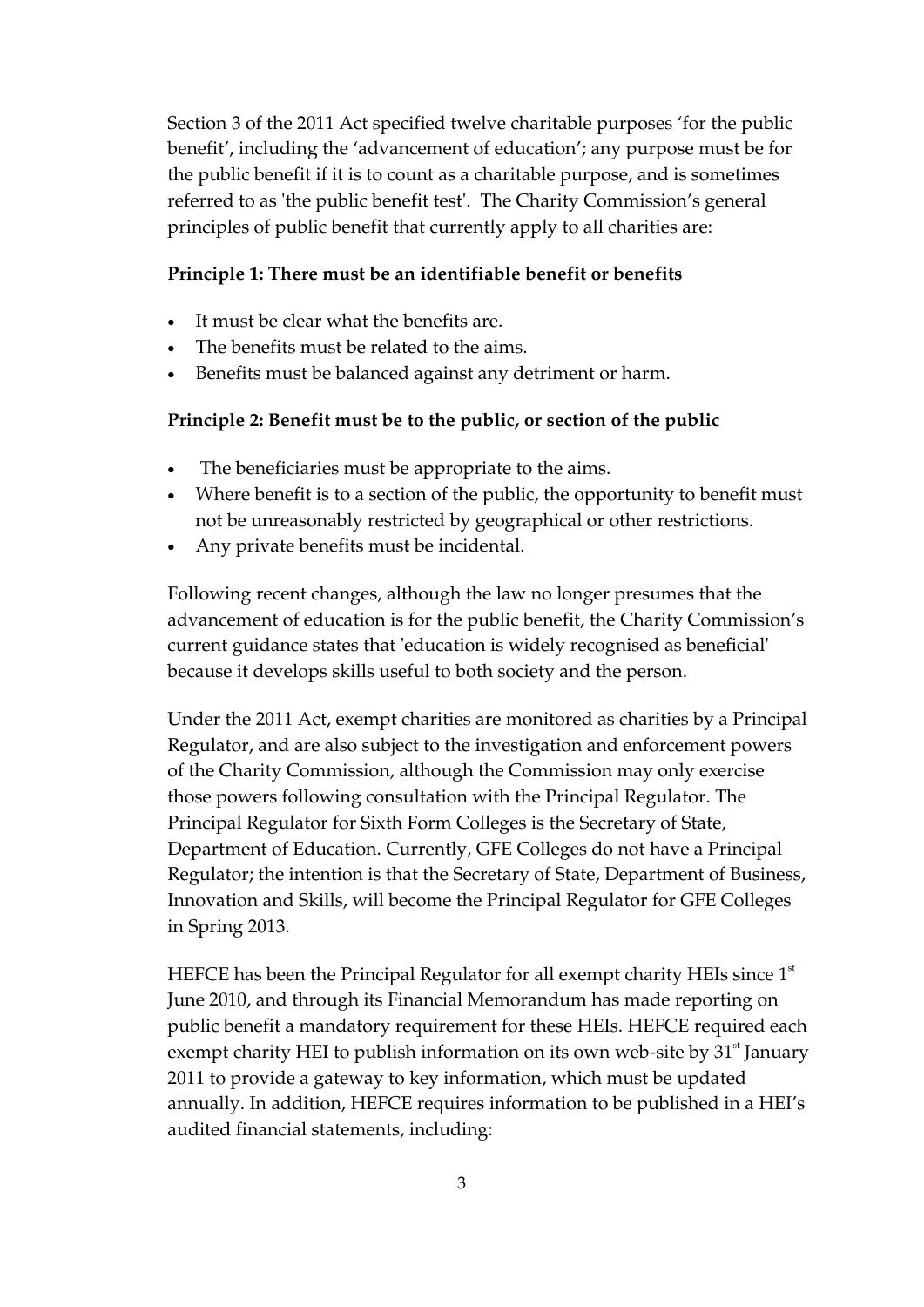Section 3 of the 2011 Act specified twelve charitable purposes 'for the public benefit', including the 'advancement of education'; any purpose must be for the public benefit if it is to count as a charitable purpose, and is sometimes referred to as 'the public benefit test'. The Charity Commission's general principles of public benefit that currently apply to all charities are:

**Principle 1: There must be an identifiable benefit or benefits**

- It must be clear what the benefits are.
- The benefits must be related to the aims.
- Benefits must be balanced against any detriment or harm.

**Principle 2: Benefit must be to the public, or section of the public**

- The beneficiaries must be appropriate to the aims.
- Where benefit is to a section of the public, the opportunity to benefit must not be unreasonably restricted by geographical or other restrictions.
- Any private benefits must be incidental.

Following recent changes, although the law no longer presumes that the advancement of education is for the public benefit, the Charity Commission's current guidance states that 'education is widely recognised as beneficial' because it develops skills useful to both society and the person.

Under the 2011 Act, exempt charities are monitored as charities by a Principal Regulator, and are also subject to the investigation and enforcement powers of the Charity Commission, although the Commission may only exercise those powers following consultation with the Principal Regulator. The Principal Regulator for Sixth Form Colleges is the Secretary of State, Department of Education. Currently, GFE Colleges do not have a Principal Regulator; the intention is that the Secretary of State, Department of Business, Innovation and Skills, will become the Principal Regulator for GFE Colleges in Spring 2013.

HEFCE has been the Principal Regulator for all exempt charity HEIs since 1st June 2010, and through its Financial Memorandum has made reporting on public benefit a mandatory requirement for these HEIs. HEFCE required each exempt charity HEI to publish information on its own web-site by 31st January 2011 to provide a gateway to key information, which must be updated annually. In addition, HEFCE requires information to be published in a HEI's audited financial statements, including: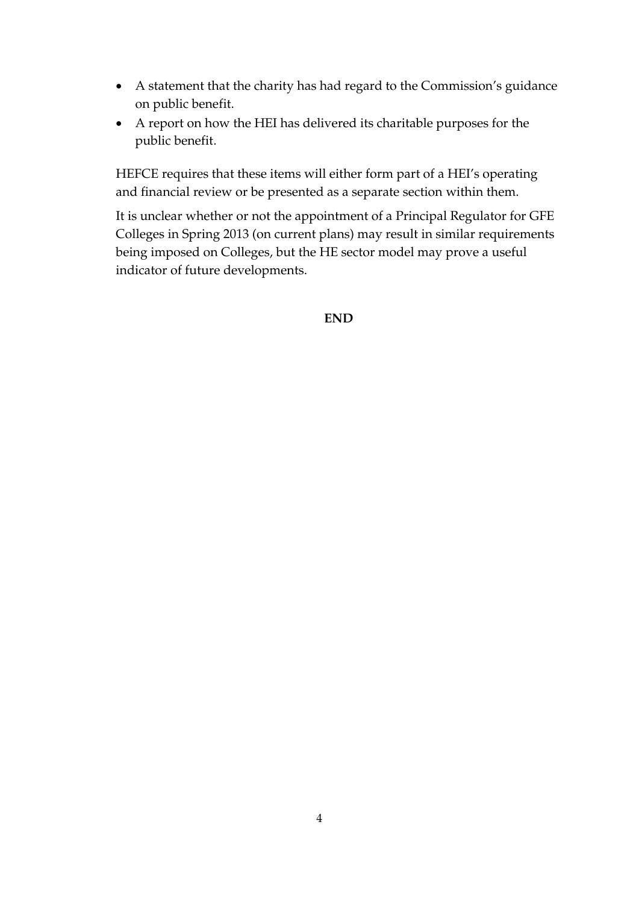- A statement that the charity has had regard to the Commission's guidance on public benefit.
- A report on how the HEI has delivered its charitable purposes for the public benefit.

HEFCE requires that these items will either form part of a HEI's operating and financial review or be presented as a separate section within them.

It is unclear whether or not the appointment of a Principal Regulator for GFE Colleges in Spring 2013 (on current plans) may result in similar requirements being imposed on Colleges, but the HE sector model may prove a useful indicator of future developments.

**END**